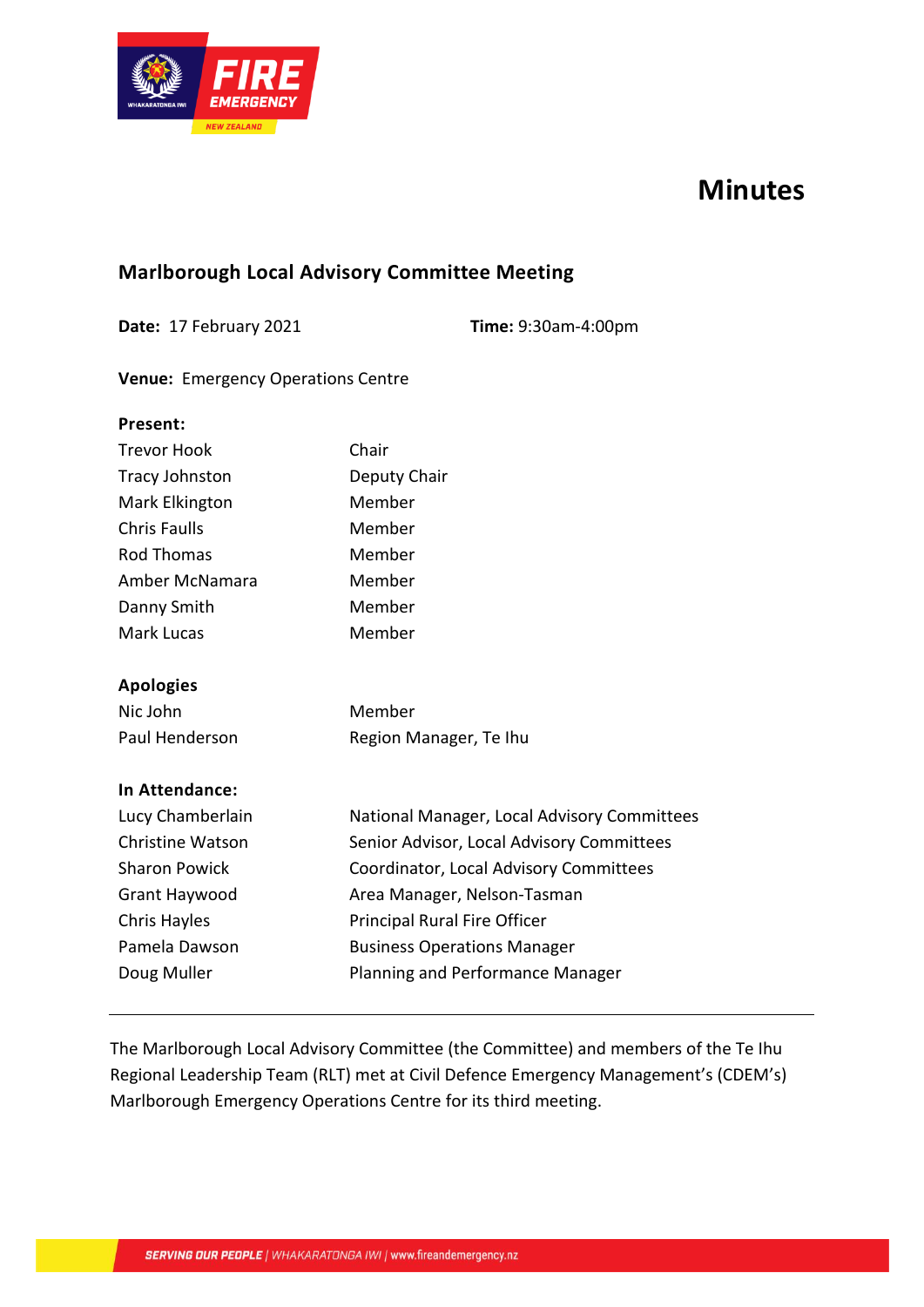# Minutes

## Marlborough Local Advisory Committee Meeting

**Date:** 17 February 2021

**Time:** 9:30am-4:00pm

**Venue:** Emergency Operations Centre

**Present:**

| | |
|---|---|
| Trevor Hook | Chair |
| Tracy Johnston | Deputy Chair |
| Mark Elkington | Member |
| Chris Faulls | Member |
| Rod Thomas | Member |
| Amber McNamara | Member |
| Danny Smith | Member |
| Mark Lucas | Member |

**Apologies**

| | |
|---|---|
| Nic John | Member |
| Paul Henderson | Region Manager, Te Ihu |

**In Attendance:**

| | |
|---|---|
| Lucy Chamberlain | National Manager, Local Advisory Committees |
| Christine Watson | Senior Advisor, Local Advisory Committees |
| Sharon Powick | Coordinator, Local Advisory Committees |
| Grant Haywood | Area Manager, Nelson-Tasman |
| Chris Hayles | Principal Rural Fire Officer |
| Pamela Dawson | Business Operations Manager |
| Doug Muller | Planning and Performance Manager |

---

The Marlborough Local Advisory Committee (the Committee) and members of the Te Ihu Regional Leadership Team (RLT) met at Civil Defence Emergency Management's (CDEM's) Marlborough Emergency Operations Centre for its third meeting.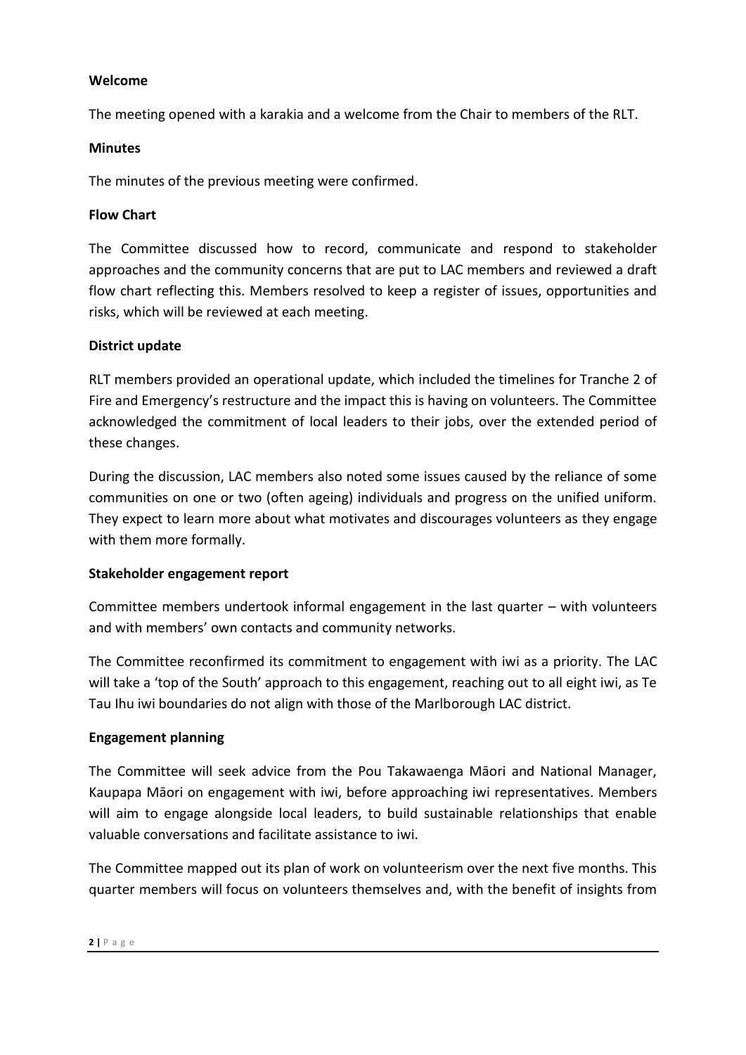**Welcome**

The meeting opened with a karakia and a welcome from the Chair to members of the RLT.

**Minutes**

The minutes of the previous meeting were confirmed.

**Flow Chart**

The Committee discussed how to record, communicate and respond to stakeholder approaches and the community concerns that are put to LAC members and reviewed a draft flow chart reflecting this. Members resolved to keep a register of issues, opportunities and risks, which will be reviewed at each meeting.

**District update**

RLT members provided an operational update, which included the timelines for Tranche 2 of Fire and Emergency's restructure and the impact this is having on volunteers. The Committee acknowledged the commitment of local leaders to their jobs, over the extended period of these changes.

During the discussion, LAC members also noted some issues caused by the reliance of some communities on one or two (often ageing) individuals and progress on the unified uniform. They expect to learn more about what motivates and discourages volunteers as they engage with them more formally.

**Stakeholder engagement report**

Committee members undertook informal engagement in the last quarter – with volunteers and with members' own contacts and community networks.

The Committee reconfirmed its commitment to engagement with iwi as a priority. The LAC will take a 'top of the South' approach to this engagement, reaching out to all eight iwi, as Te Tau Ihu iwi boundaries do not align with those of the Marlborough LAC district.

**Engagement planning**

The Committee will seek advice from the Pou Takawaenga Māori and National Manager, Kaupapa Māori on engagement with iwi, before approaching iwi representatives. Members will aim to engage alongside local leaders, to build sustainable relationships that enable valuable conversations and facilitate assistance to iwi.

The Committee mapped out its plan of work on volunteerism over the next five months. This quarter members will focus on volunteers themselves and, with the benefit of insights from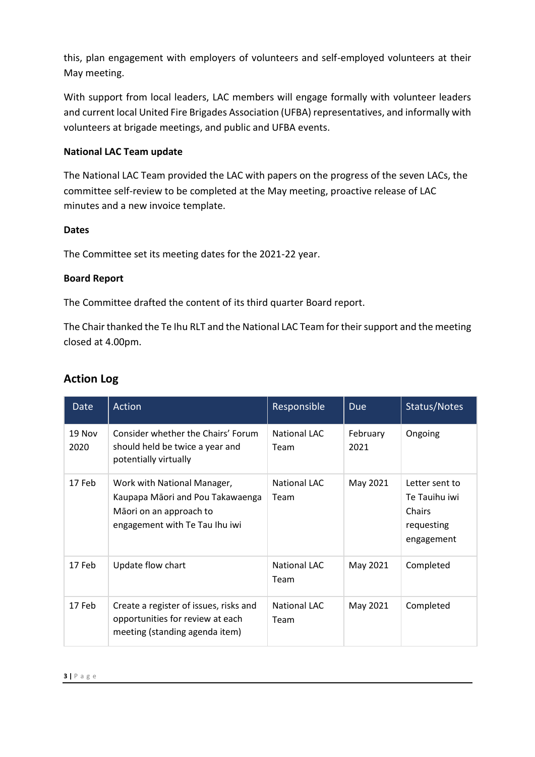this, plan engagement with employers of volunteers and self-employed volunteers at their May meeting.

With support from local leaders, LAC members will engage formally with volunteer leaders and current local United Fire Brigades Association (UFBA) representatives, and informally with volunteers at brigade meetings, and public and UFBA events.

**National LAC Team update**

The National LAC Team provided the LAC with papers on the progress of the seven LACs, the committee self-review to be completed at the May meeting, proactive release of LAC minutes and a new invoice template.

**Dates**

The Committee set its meeting dates for the 2021-22 year.

**Board Report**

The Committee drafted the content of its third quarter Board report.

The Chair thanked the Te Ihu RLT and the National LAC Team for their support and the meeting closed at 4.00pm.

## Action Log

| Date | Action | Responsible | Due | Status/Notes |
|---|---|---|---|---|
| 19 Nov 2020 | Consider whether the Chairs' Forum should held be twice a year and potentially virtually | National LAC Team | February 2021 | Ongoing |
| 17 Feb | Work with National Manager, Kaupapa Māori and Pou Takawaenga Māori on an approach to engagement with Te Tau Ihu iwi | National LAC Team | May 2021 | Letter sent to Te Tauihu iwi Chairs requesting engagement |
| 17 Feb | Update flow chart | National LAC Team | May 2021 | Completed |
| 17 Feb | Create a register of issues, risks and opportunities for review at each meeting (standing agenda item) | National LAC Team | May 2021 | Completed |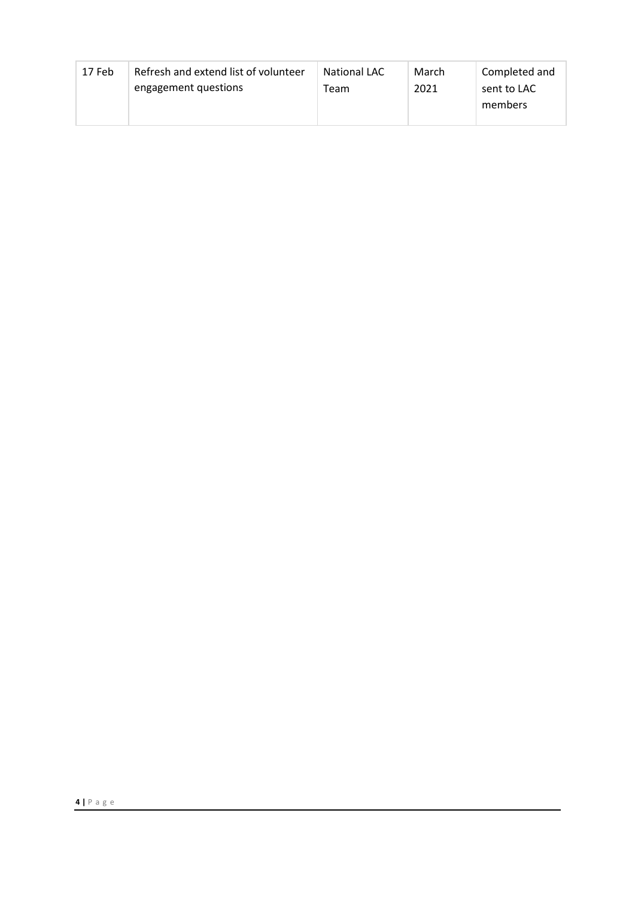| | | | | |
|---|---|---|---|---|
| 17 Feb | Refresh and extend list of volunteer engagement questions | National LAC Team | March 2021 | Completed and sent to LAC members |